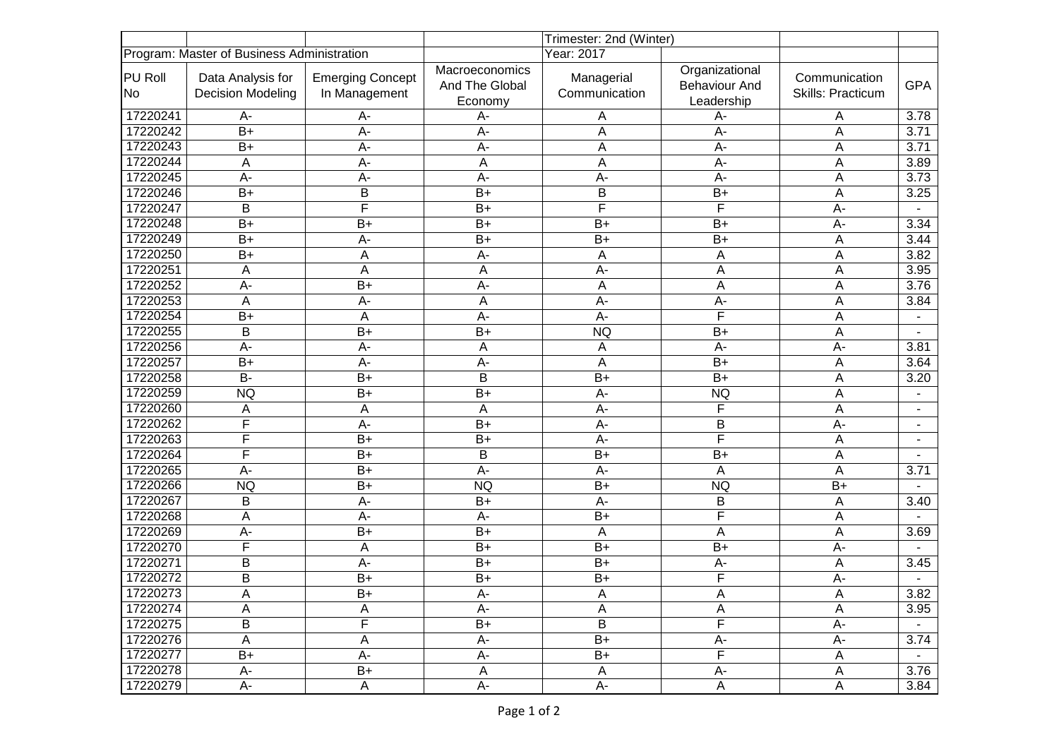| | | | | Trimester: 2nd (Winter) | | | |
|---|---|---|---|---|---|---|---|
| Program: Master of Business Administration | | | | Year: 2017 | | | |
| PU Roll No | Data Analysis for Decision Modeling | Emerging Concept In Management | Macroeconomics And The Global Economy | Managerial Communication | Organizational Behaviour And Leadership | Communication Skills: Practicum | GPA |
| 17220241 | A- | A- | A- | A | A- | A | 3.78 |
| 17220242 | B+ | A- | A- | A | A- | A | 3.71 |
| 17220243 | B+ | A- | A- | A | A- | A | 3.71 |
| 17220244 | A | A- | A | A | A- | A | 3.89 |
| 17220245 | A- | A- | A- | A- | A- | A | 3.73 |
| 17220246 | B+ | B | B+ | B | B+ | A | 3.25 |
| 17220247 | B | F | B+ | F | F | A- | - |
| 17220248 | B+ | B+ | B+ | B+ | B+ | A- | 3.34 |
| 17220249 | B+ | A- | B+ | B+ | B+ | A | 3.44 |
| 17220250 | B+ | A | A- | A | A | A | 3.82 |
| 17220251 | A | A | A | A- | A | A | 3.95 |
| 17220252 | A- | B+ | A- | A | A | A | 3.76 |
| 17220253 | A | A- | A | A- | A- | A | 3.84 |
| 17220254 | B+ | A | A- | A- | F | A | - |
| 17220255 | B | B+ | B+ | NQ | B+ | A | - |
| 17220256 | A- | A- | A | A | A- | A- | 3.81 |
| 17220257 | B+ | A- | A- | A | B+ | A | 3.64 |
| 17220258 | B- | B+ | B | B+ | B+ | A | 3.20 |
| 17220259 | NQ | B+ | B+ | A- | NQ | A | - |
| 17220260 | A | A | A | A- | F | A | - |
| 17220262 | F | A- | B+ | A- | B | A- | - |
| 17220263 | F | B+ | B+ | A- | F | A | - |
| 17220264 | F | B+ | B | B+ | B+ | A | - |
| 17220265 | A- | B+ | A- | A- | A | A | 3.71 |
| 17220266 | NQ | B+ | NQ | B+ | NQ | B+ | - |
| 17220267 | B | A- | B+ | A- | B | A | 3.40 |
| 17220268 | A | A- | A- | B+ | F | A | - |
| 17220269 | A- | B+ | B+ | A | A | A | 3.69 |
| 17220270 | F | A | B+ | B+ | B+ | A- | - |
| 17220271 | B | A- | B+ | B+ | A- | A | 3.45 |
| 17220272 | B | B+ | B+ | B+ | F | A- | - |
| 17220273 | A | B+ | A- | A | A | A | 3.82 |
| 17220274 | A | A | A- | A | A | A | 3.95 |
| 17220275 | B | F | B+ | B | F | A- | - |
| 17220276 | A | A | A- | B+ | A- | A- | 3.74 |
| 17220277 | B+ | A- | A- | B+ | F | A | - |
| 17220278 | A- | B+ | A | A | A- | A | 3.76 |
| 17220279 | A- | A | A- | A- | A | A | 3.84 |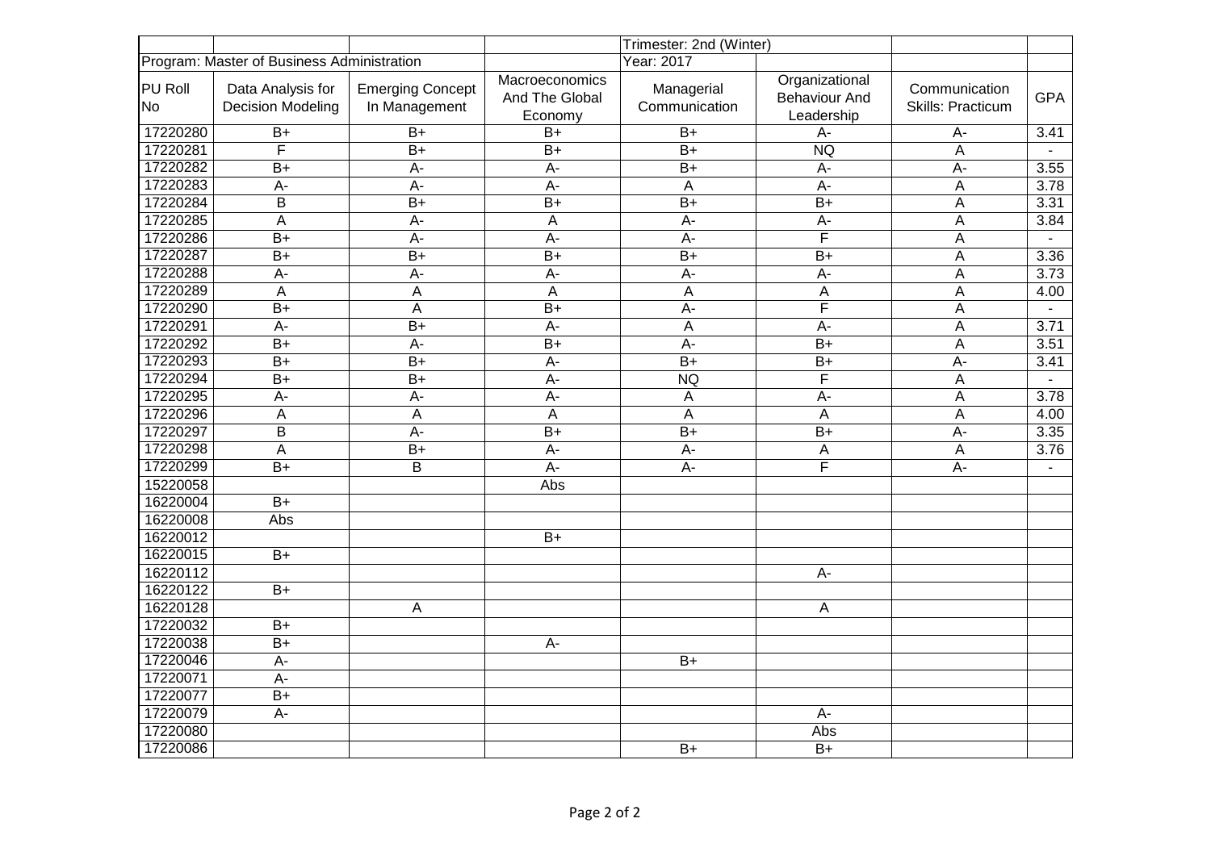| | | | | | | | |
|---|---|---|---|---|---|---|---|
| | | | | Trimester: 2nd (Winter) | | | |
| Program: Master of Business Administration | | | | Year: 2017 | | | |
| PU Roll No | Data Analysis for Decision Modeling | Emerging Concept In Management | Macroeconomics And The Global Economy | Managerial Communication | Organizational Behaviour And Leadership | Communication Skills: Practicum | GPA |
| 17220280 | B+ | B+ | B+ | B+ | A- | A- | 3.41 |
| 17220281 | F | B+ | B+ | B+ | NQ | A | - |
| 17220282 | B+ | A- | A- | B+ | A- | A- | 3.55 |
| 17220283 | A- | A- | A- | A | A- | A | 3.78 |
| 17220284 | B | B+ | B+ | B+ | B+ | A | 3.31 |
| 17220285 | A | A- | A | A- | A- | A | 3.84 |
| 17220286 | B+ | A- | A- | A- | F | A | - |
| 17220287 | B+ | B+ | B+ | B+ | B+ | A | 3.36 |
| 17220288 | A- | A- | A- | A- | A- | A | 3.73 |
| 17220289 | A | A | A | A | A | A | 4.00 |
| 17220290 | B+ | A | B+ | A- | F | A | - |
| 17220291 | A- | B+ | A- | A | A- | A | 3.71 |
| 17220292 | B+ | A- | B+ | A- | B+ | A | 3.51 |
| 17220293 | B+ | B+ | A- | B+ | B+ | A- | 3.41 |
| 17220294 | B+ | B+ | A- | NQ | F | A | - |
| 17220295 | A- | A- | A- | A | A- | A | 3.78 |
| 17220296 | A | A | A | A | A | A | 4.00 |
| 17220297 | B | A- | B+ | B+ | B+ | A- | 3.35 |
| 17220298 | A | B+ | A- | A- | A | A | 3.76 |
| 17220299 | B+ | B | A- | A- | F | A- | - |
| 15220058 | | | Abs | | | | |
| 16220004 | B+ | | | | | | |
| 16220008 | Abs | | | | | | |
| 16220012 | | | B+ | | | | |
| 16220015 | B+ | | | | | | |
| 16220112 | | | | | A- | | |
| 16220122 | B+ | | | | | | |
| 16220128 | | A | | | A | | |
| 17220032 | B+ | | | | | | |
| 17220038 | B+ | | A- | | | | |
| 17220046 | A- | | | B+ | | | |
| 17220071 | A- | | | | | | |
| 17220077 | B+ | | | | | | |
| 17220079 | A- | | | | A- | | |
| 17220080 | | | | | Abs | | |
| 17220086 | | | | B+ | B+ | | |